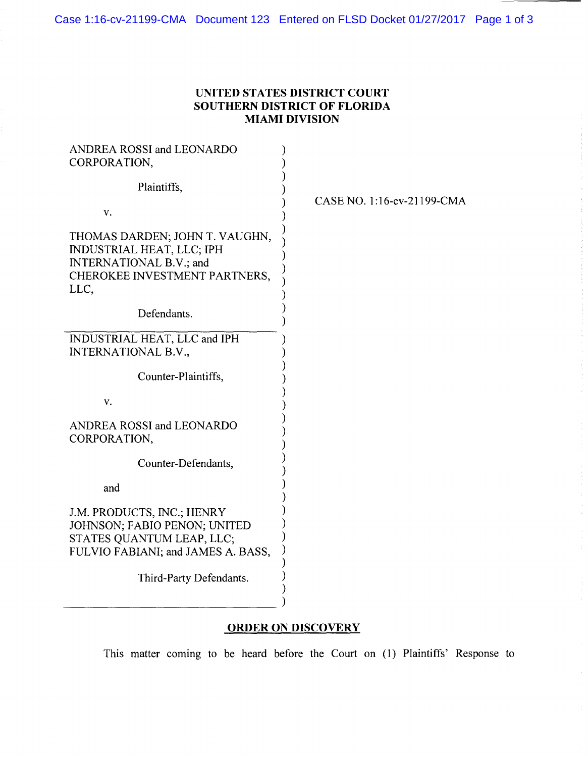**UNITED STATES DISTRICT COURT**
**SOUTHERN DISTRICT OF FLORIDA**
**MIAMI DIVISION**

| | |
|---|---|
| ANDREA ROSSI and LEONARDO CORPORATION,<br><br>Plaintiffs,<br><br>v.<br><br>THOMAS DARDEN; JOHN T. VAUGHN, INDUSTRIAL HEAT, LLC; IPH INTERNATIONAL B.V.; and CHEROKEE INVESTMENT PARTNERS, LLC,<br><br>Defendants. | CASE NO. 1:16-cv-21199-CMA |
| INDUSTRIAL HEAT, LLC and IPH INTERNATIONAL B.V.,<br><br>Counter-Plaintiffs,<br><br>v.<br><br>ANDREA ROSSI and LEONARDO CORPORATION,<br><br>Counter-Defendants,<br><br>and<br><br>J.M. PRODUCTS, INC.; HENRY JOHNSON; FABIO PENON; UNITED STATES QUANTUM LEAP, LLC; FULVIO FABIANI; and JAMES A. BASS,<br><br>Third-Party Defendants. | |

**ORDER ON DISCOVERY**

This matter coming to be heard before the Court on (1) Plaintiffs' Response to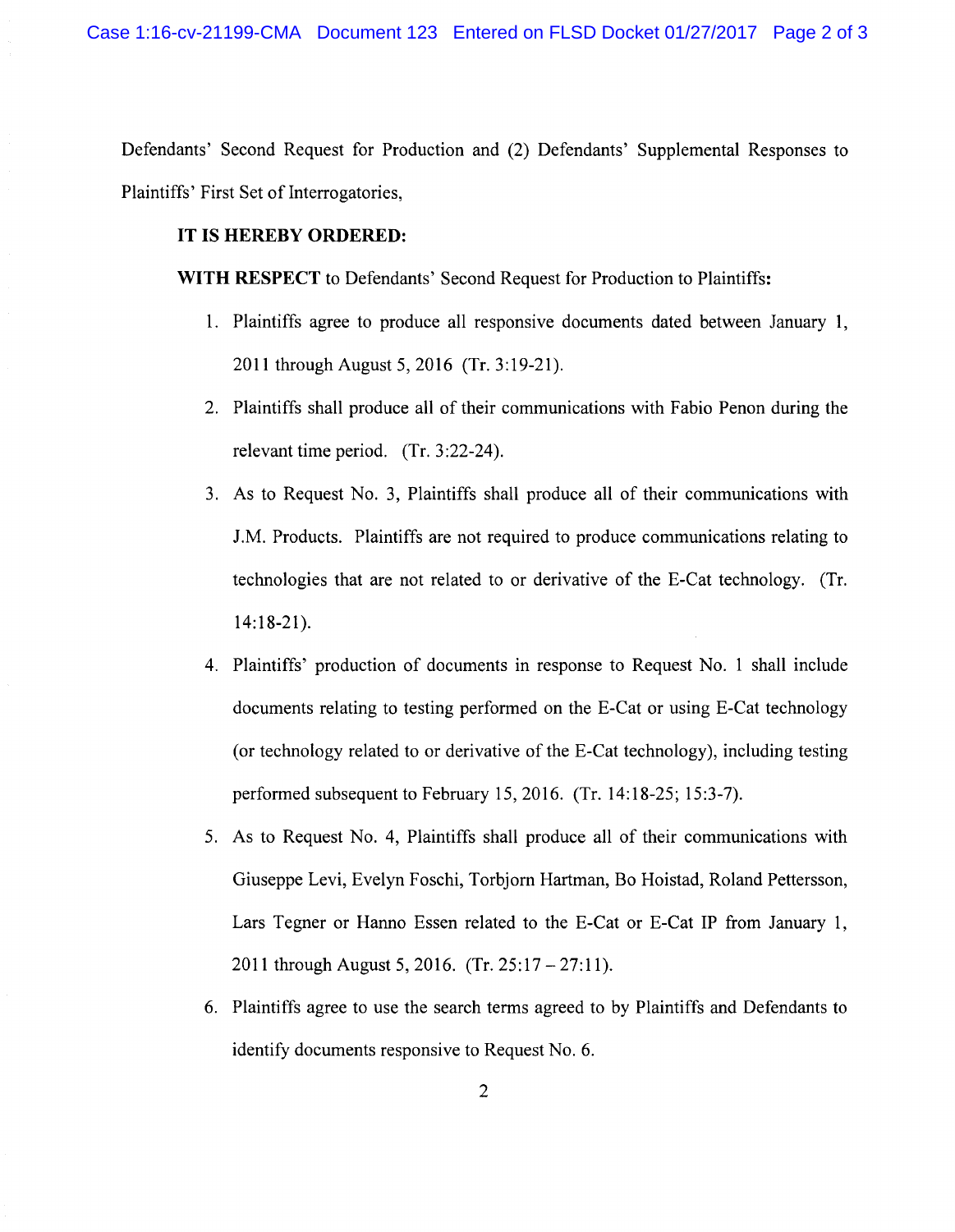Defendants' Second Request for Production and (2) Defendants' Supplemental Responses to Plaintiffs' First Set of Interrogatories,

**IT IS HEREBY ORDERED:**

**WITH RESPECT** to Defendants' Second Request for Production to Plaintiffs:

1. Plaintiffs agree to produce all responsive documents dated between January 1, 2011 through August 5, 2016 (Tr. 3:19-21).
2. Plaintiffs shall produce all of their communications with Fabio Penon during the relevant time period. (Tr. 3:22-24).
3. As to Request No. 3, Plaintiffs shall produce all of their communications with J.M. Products. Plaintiffs are not required to produce communications relating to technologies that are not related to or derivative of the E-Cat technology. (Tr. 14:18-21).
4. Plaintiffs' production of documents in response to Request No. 1 shall include documents relating to testing performed on the E-Cat or using E-Cat technology (or technology related to or derivative of the E-Cat technology), including testing performed subsequent to February 15, 2016. (Tr. 14:18-25; 15:3-7).
5. As to Request No. 4, Plaintiffs shall produce all of their communications with Giuseppe Levi, Evelyn Foschi, Torbjorn Hartman, Bo Hoistad, Roland Pettersson, Lars Tegner or Hanno Essen related to the E-Cat or E-Cat IP from January 1, 2011 through August 5, 2016. (Tr. 25:17 – 27:11).
6. Plaintiffs agree to use the search terms agreed to by Plaintiffs and Defendants to identify documents responsive to Request No. 6.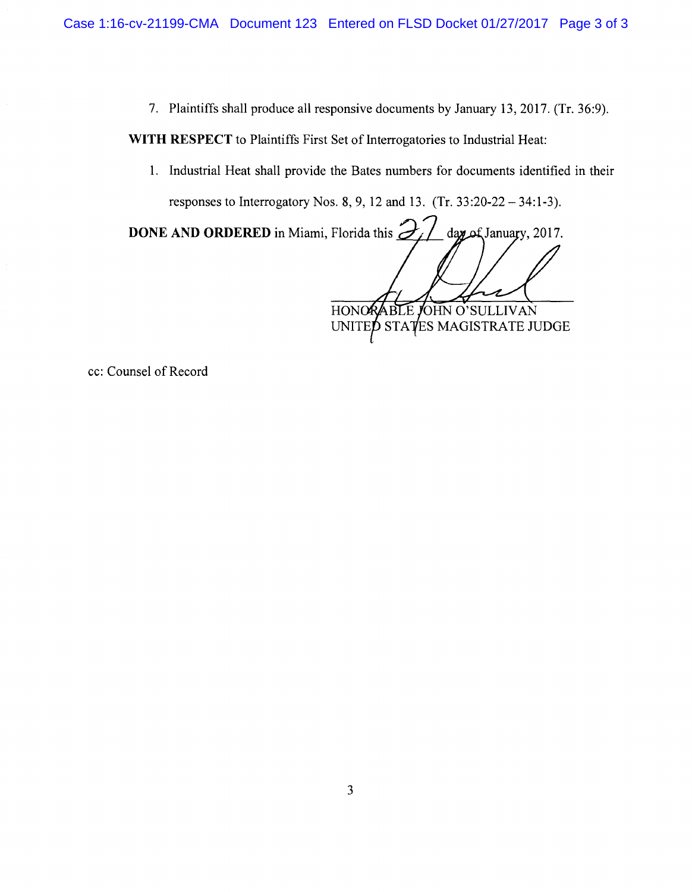7. Plaintiffs shall produce all responsive documents by January 13, 2017. (Tr. 36:9).

**WITH RESPECT** to Plaintiffs First Set of Interrogatories to Industrial Heat:

1. Industrial Heat shall provide the Bates numbers for documents identified in their responses to Interrogatory Nos. 8, 9, 12 and 13. (Tr. 33:20-22 – 34:1-3).

**DONE AND ORDERED** in Miami, Florida this 27 day of January, 2017.

HONORABLE JOHN O'SULLIVAN
UNITED STATES MAGISTRATE JUDGE

cc: Counsel of Record